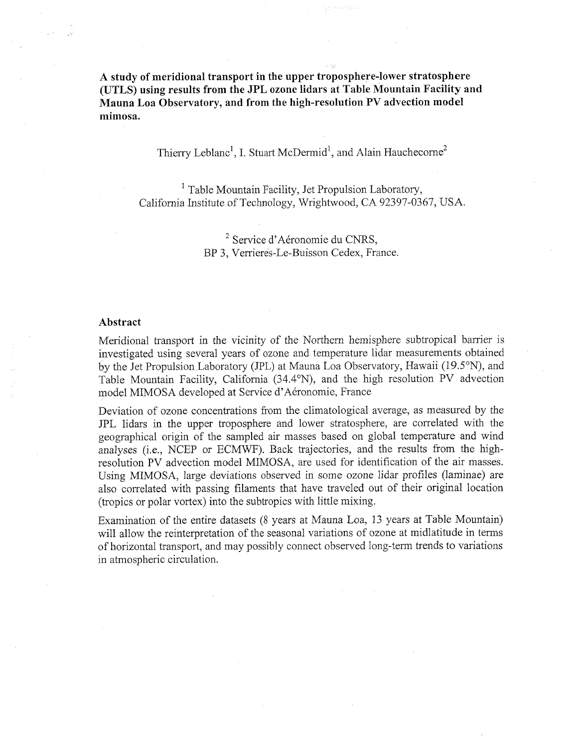**A study of meridional transport in the upper troposphere-lower stratosphere (UTLS) using results from the JPL ozone lidars at Table Mountain Facility and Mauna Loa Observatory, and from the high-resolution PV advection model mimosa.**

Thierry Leblanc[1], I. Stuart McDermid[1], and Alain Hauchecorne[2]

[1] Table Mountain Facility, Jet Propulsion Laboratory, California Institute of Technology, Wrightwood, CA 92397-0367, USA.

[2] Service d'Aéronomie du CNRS, BP 3, Verrieres-Le-Buisson Cedex, France.

## Abstract

Meridional transport in the vicinity of the Northern hemisphere subtropical barrier is investigated using several years of ozone and temperature lidar measurements obtained by the Jet Propulsion Laboratory (JPL) at Mauna Loa Observatory, Hawaii (19.5°N), and Table Mountain Facility, California (34.4°N), and the high resolution PV advection model MIMOSA developed at Service d'Aéronomie, France

Deviation of ozone concentrations from the climatological average, as measured by the JPL lidars in the upper troposphere and lower stratosphere, are correlated with the geographical origin of the sampled air masses based on global temperature and wind analyses (i.e., NCEP or ECMWF). Back trajectories, and the results from the high-resolution PV advection model MIMOSA, are used for identification of the air masses. Using MIMOSA, large deviations observed in some ozone lidar profiles (laminae) are also correlated with passing filaments that have traveled out of their original location (tropics or polar vortex) into the subtropics with little mixing.

Examination of the entire datasets (8 years at Mauna Loa, 13 years at Table Mountain) will allow the reinterpretation of the seasonal variations of ozone at midlatitude in terms of horizontal transport, and may possibly connect observed long-term trends to variations in atmospheric circulation.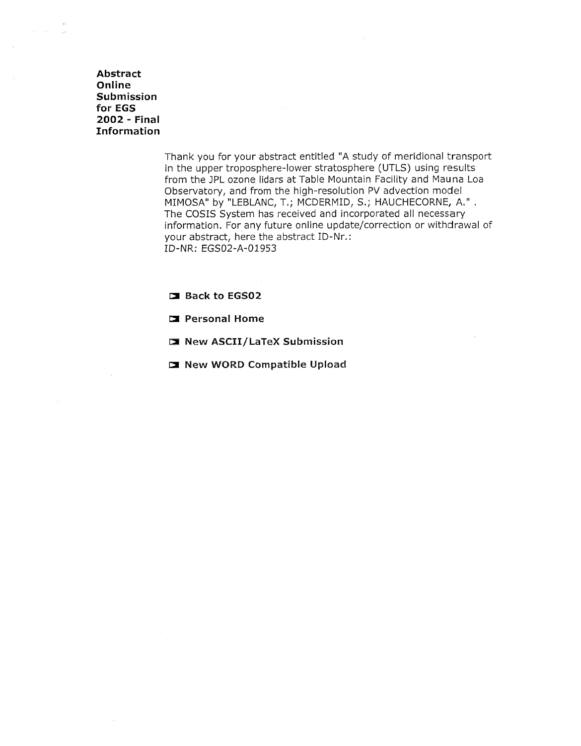**Abstract Online Submission for EGS 2002 - Final Information**

Thank you for your abstract entitled "A study of meridional transport in the upper troposphere-lower stratosphere (UTLS) using results from the JPL ozone lidars at Table Mountain Facility and Mauna Loa Observatory, and from the high-resolution PV advection model MIMOSA" by "LEBLANC, T.; MCDERMID, S.; HAUCHECORNE, A." . The COSIS System has received and incorporated all necessary information. For any future online update/correction or withdrawal of your abstract, here the abstract ID-Nr.:
ID-NR: EGS02-A-01953

- **Back to EGS02**
- **Personal Home**
- **New ASCII/LaTeX Submission**
- **New WORD Compatible Upload**